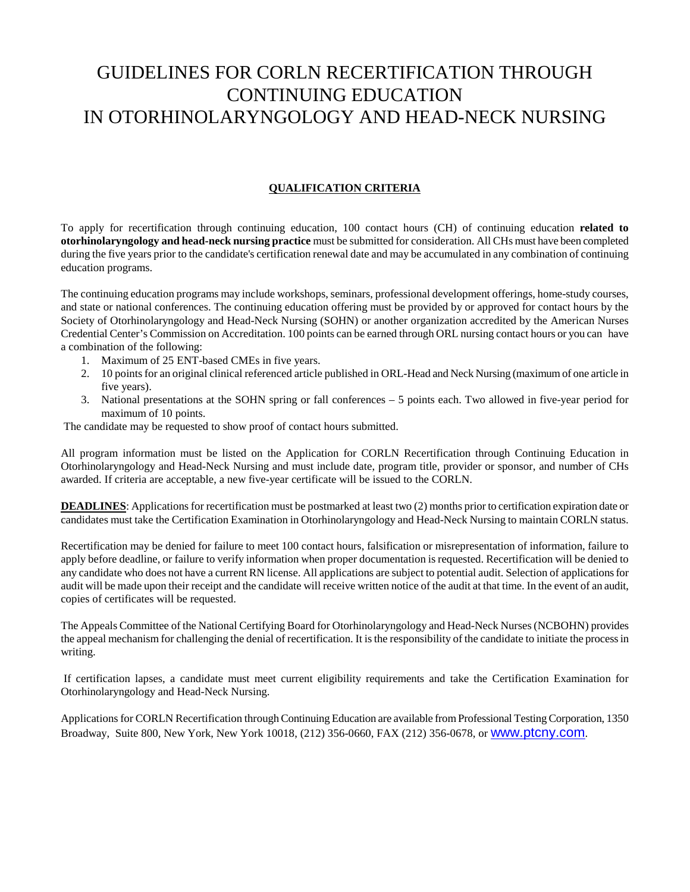# GUIDELINES FOR CORLN RECERTIFICATION THROUGH CONTINUING EDUCATION IN OTORHINOLARYNGOLOGY AND HEAD-NECK NURSING

## QUALIFICATION CRITERIA

To apply for recertification through continuing education, 100 contact hours (CH) of continuing education **related to otorhinolaryngology and head-neck nursing practice** must be submitted for consideration. All CHs must have been completed during the five years prior to the candidate's certification renewal date and may be accumulated in any combination of continuing education programs.

The continuing education programs may include workshops, seminars, professional development offerings, home-study courses, and state or national conferences. The continuing education offering must be provided by or approved for contact hours by the Society of Otorhinolaryngology and Head-Neck Nursing (SOHN) or another organization accredited by the American Nurses Credential Center's Commission on Accreditation. 100 points can be earned through ORL nursing contact hours or you can have a combination of the following:

1. Maximum of 25 ENT-based CMEs in five years.
2. 10 points for an original clinical referenced article published in ORL-Head and Neck Nursing (maximum of one article in five years).
3. National presentations at the SOHN spring or fall conferences – 5 points each. Two allowed in five-year period for maximum of 10 points.

The candidate may be requested to show proof of contact hours submitted.

All program information must be listed on the Application for CORLN Recertification through Continuing Education in Otorhinolaryngology and Head-Neck Nursing and must include date, program title, provider or sponsor, and number of CHs awarded. If criteria are acceptable, a new five-year certificate will be issued to the CORLN.

**DEADLINES**: Applications for recertification must be postmarked at least two (2) months prior to certification expiration date or candidates must take the Certification Examination in Otorhinolaryngology and Head-Neck Nursing to maintain CORLN status.

Recertification may be denied for failure to meet 100 contact hours, falsification or misrepresentation of information, failure to apply before deadline, or failure to verify information when proper documentation is requested. Recertification will be denied to any candidate who does not have a current RN license. All applications are subject to potential audit. Selection of applications for audit will be made upon their receipt and the candidate will receive written notice of the audit at that time. In the event of an audit, copies of certificates will be requested.

The Appeals Committee of the National Certifying Board for Otorhinolaryngology and Head-Neck Nurses (NCBOHN) provides the appeal mechanism for challenging the denial of recertification. It is the responsibility of the candidate to initiate the process in writing.

If certification lapses, a candidate must meet current eligibility requirements and take the Certification Examination for Otorhinolaryngology and Head-Neck Nursing.

Applications for CORLN Recertification through Continuing Education are available from Professional Testing Corporation, 1350 Broadway, Suite 800, New York, New York 10018, (212) 356-0660, FAX (212) 356-0678, or www.ptcny.com.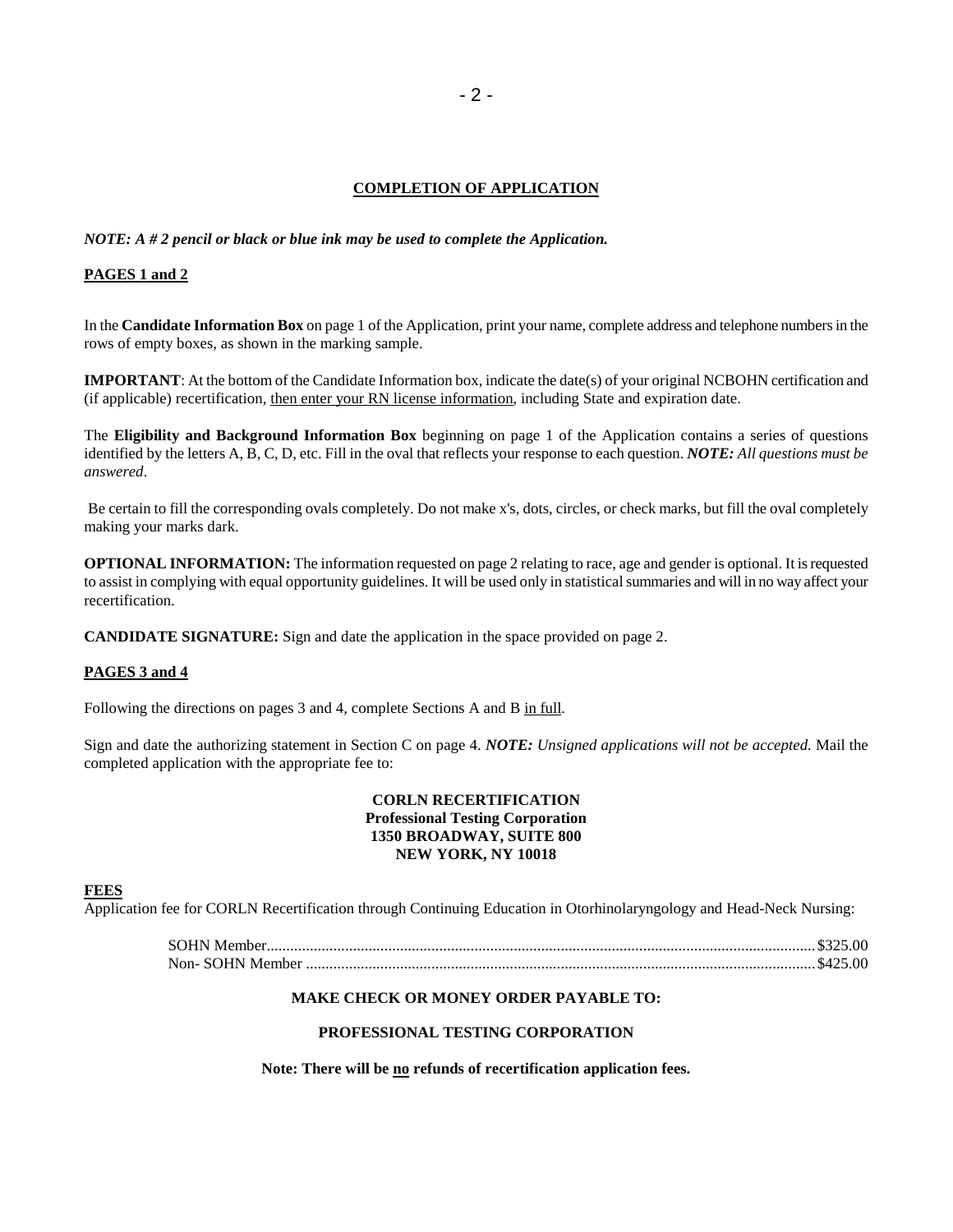## COMPLETION OF APPLICATION

***NOTE: A # 2 pencil or black or blue ink may be used to complete the Application.***

### PAGES 1 and 2

In the **Candidate Information Box** on page 1 of the Application, print your name, complete address and telephone numbers in the rows of empty boxes, as shown in the marking sample.

**IMPORTANT**: At the bottom of the Candidate Information box, indicate the date(s) of your original NCBOHN certification and (if applicable) recertification, then enter your RN license information, including State and expiration date.

The **Eligibility and Background Information Box** beginning on page 1 of the Application contains a series of questions identified by the letters A, B, C, D, etc. Fill in the oval that reflects your response to each question. ***NOTE:*** *All questions must be answered*.

Be certain to fill the corresponding ovals completely. Do not make x's, dots, circles, or check marks, but fill the oval completely making your marks dark.

**OPTIONAL INFORMATION:** The information requested on page 2 relating to race, age and gender is optional. It is requested to assist in complying with equal opportunity guidelines. It will be used only in statistical summaries and will in no way affect your recertification.

**CANDIDATE SIGNATURE:** Sign and date the application in the space provided on page 2.

### PAGES 3 and 4

Following the directions on pages 3 and 4, complete Sections A and B in full.

Sign and date the authorizing statement in Section C on page 4. ***NOTE:*** *Unsigned applications will not be accepted.* Mail the completed application with the appropriate fee to:

**CORLN RECERTIFICATION**
**Professional Testing Corporation**
**1350 BROADWAY, SUITE 800**
**NEW YORK, NY 10018**

### FEES

Application fee for CORLN Recertification through Continuing Education in Otorhinolaryngology and Head-Neck Nursing:

SOHN Member........................................................ $325.00
Non- SOHN Member ................................................. $425.00

**MAKE CHECK OR MONEY ORDER PAYABLE TO:**

**PROFESSIONAL TESTING CORPORATION**

**Note: There will be no refunds of recertification application fees.**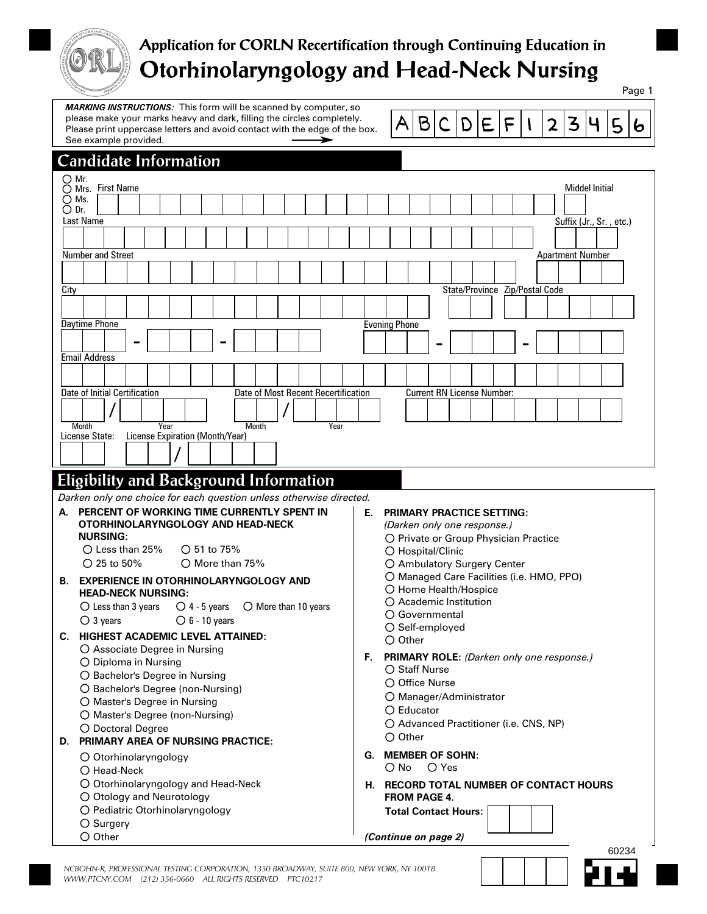# Application for CORLN Recertification through Continuing Education in Otorhinolaryngology and Head-Neck Nursing

Page 1

***MARKING INSTRUCTIONS:*** This form will be scanned by computer, so please make your marks heavy and dark, filling the circles completely. Please print uppercase letters and avoid contact with the edge of the box. See example provided.

A B C D E F 1 2 3 4 5 6

## Candidate Information

○ Mr.
○ Mrs.
○ Ms.
○ Dr.

First Name ______ Middel Initial ______

Last Name ______ Suffix (Jr., Sr. , etc.) ______

Number and Street ______ Apartment Number ______

City ______ State/Province ______ Zip/Postal Code ______

Daytime Phone ___ - ___ - ____ Evening Phone ___ - ___ - ____

Email Address ______

Date of Initial Certification ___ / ____ (Month / Year)

Date of Most Recent Recertification ___ / ____ (Month / Year)

Current RN License Number: ______

License State: ______ License Expiration (Month/Year) ___ / ____

## Eligibility and Background Information

*Darken only one choice for each question unless otherwise directed.*

**A. PERCENT OF WORKING TIME CURRENTLY SPENT IN OTORHINOLARYNGOLOGY AND HEAD-NECK NURSING:**

- ○ Less than 25%
- ○ 25 to 50%
- ○ 51 to 75%
- ○ More than 75%

**B. EXPERIENCE IN OTORHINOLARYNGOLOGY AND HEAD-NECK NURSING:**

- ○ Less than 3 years
- ○ 3 years
- ○ 4 - 5 years
- ○ 6 - 10 years
- ○ More than 10 years

**C. HIGHEST ACADEMIC LEVEL ATTAINED:**

- ○ Associate Degree in Nursing
- ○ Diploma in Nursing
- ○ Bachelor's Degree in Nursing
- ○ Bachelor's Degree (non-Nursing)
- ○ Master's Degree in Nursing
- ○ Master's Degree (non-Nursing)
- ○ Doctoral Degree

**D. PRIMARY AREA OF NURSING PRACTICE:**

- ○ Otorhinolaryngology
- ○ Head-Neck
- ○ Otorhinolaryngology and Head-Neck
- ○ Otology and Neurotology
- ○ Pediatric Otorhinolaryngology
- ○ Surgery
- ○ Other

**E. PRIMARY PRACTICE SETTING:** *(Darken only one response.)*

- ○ Private or Group Physician Practice
- ○ Hospital/Clinic
- ○ Ambulatory Surgery Center
- ○ Managed Care Facilities (i.e. HMO, PPO)
- ○ Home Health/Hospice
- ○ Academic Institution
- ○ Governmental
- ○ Self-employed
- ○ Other

**F. PRIMARY ROLE:** *(Darken only one response.)*

- ○ Staff Nurse
- ○ Office Nurse
- ○ Manager/Administrator
- ○ Educator
- ○ Advanced Practitioner (i.e. CNS, NP)
- ○ Other

**G. MEMBER OF SOHN:**

- ○ No
- ○ Yes

**H. RECORD TOTAL NUMBER OF CONTACT HOURS FROM PAGE 4.**

**Total Contact Hours:** ______

***(Continue on page 2)***

60234

*NCBOHN-R, PROFESSIONAL TESTING CORPORATION, 1350 BROADWAY, SUITE 800, NEW YORK, NY 10018*
*WWW.PTCNY.COM (212) 356-0660 ALL RIGHTS RESERVED PTC10217*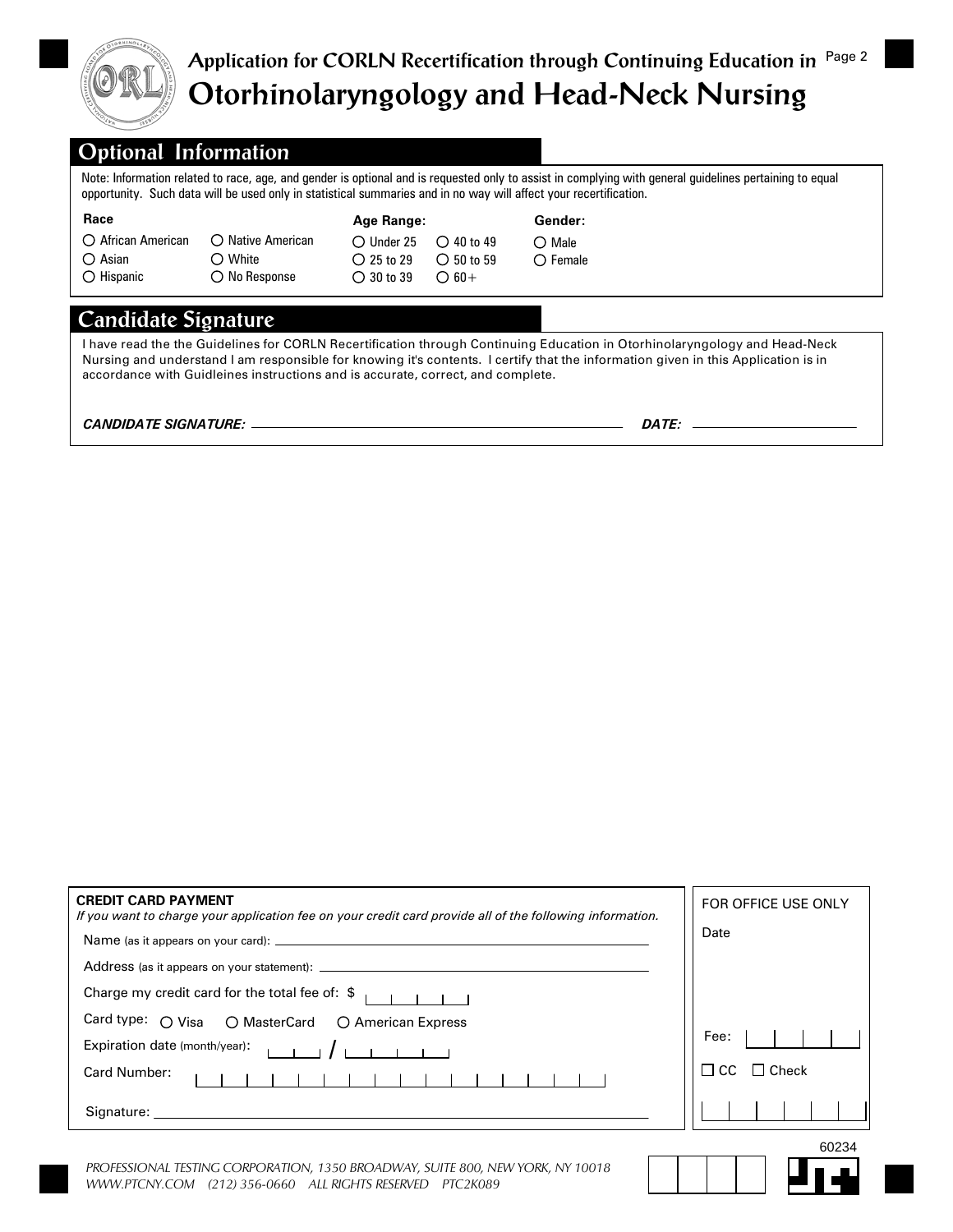# Application for CORLN Recertification through Continuing Education in Otorhinolaryngology and Head-Neck Nursing

## Optional Information

Note: Information related to race, age, and gender is optional and is requested only to assist in complying with general guidelines pertaining to equal opportunity. Such data will be used only in statistical summaries and in no way will affect your recertification.

**Race**

- ○ African American
- ○ Native American
- ○ Asian
- ○ White
- ○ Hispanic
- ○ No Response

**Age Range:**

- ○ Under 25
- ○ 40 to 49
- ○ 25 to 29
- ○ 50 to 59
- ○ 30 to 39
- ○ 60+

**Gender:**

- ○ Male
- ○ Female

## Candidate Signature

I have read the the Guidelines for CORLN Recertification through Continuing Education in Otorhinolaryngology and Head-Neck Nursing and understand I am responsible for knowing it's contents. I certify that the information given in this Application is in accordance with Guidleines instructions and is accurate, correct, and complete.

***CANDIDATE SIGNATURE:*** ______________________ ***DATE:*** ______________

**CREDIT CARD PAYMENT**

*If you want to charge your application fee on your credit card provide all of the following information.*

Name (as it appears on your card): ______________________

Address (as it appears on your statement): ______________________

Charge my credit card for the total fee of: $ |__|__|__|__|

Card type: ○ Visa ○ MasterCard ○ American Express

Expiration date (month/year): |__|__| / |__|__|__|__|

Card Number: |__|__|__|__|__|__|__|__|__|__|__|__|__|__|__|__|

Signature: ______________________

FOR OFFICE USE ONLY

Date

Fee: |__|__|__|__|

☐ CC ☐ Check

60234

*PROFESSIONAL TESTING CORPORATION, 1350 BROADWAY, SUITE 800, NEW YORK, NY 10018*
*WWW.PTCNY.COM (212) 356-0660 ALL RIGHTS RESERVED PTC2K089*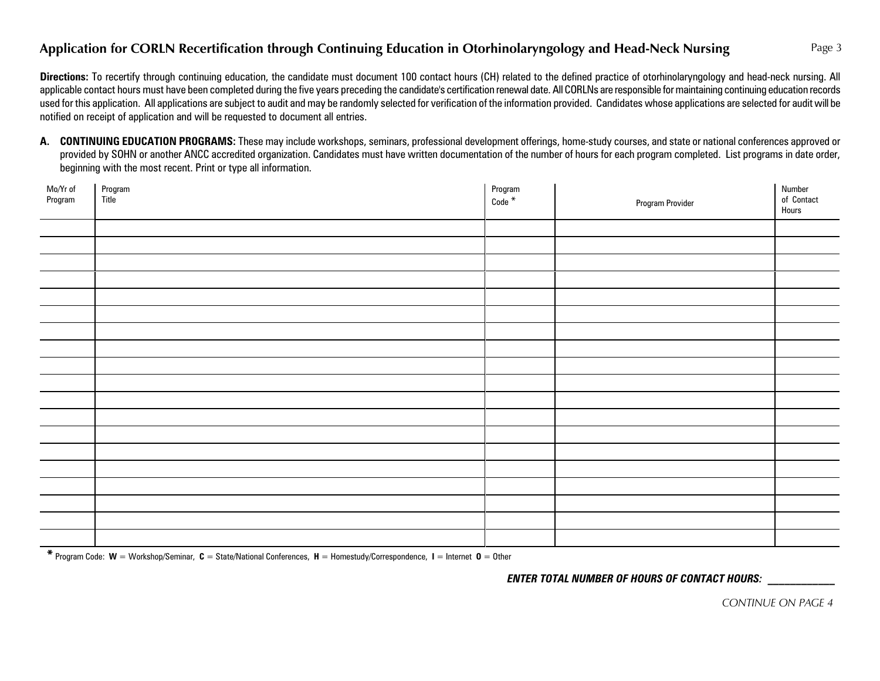## Application for CORLN Recertification through Continuing Education in Otorhinolaryngology and Head-Neck Nursing

**Directions:** To recertify through continuing education, the candidate must document 100 contact hours (CH) related to the defined practice of otorhinolaryngology and head-neck nursing. All applicable contact hours must have been completed during the five years preceding the candidate's certification renewal date. All CORLNs are responsible for maintaining continuing education records used for this application. All applications are subject to audit and may be randomly selected for verification of the information provided. Candidates whose applications are selected for audit will be notified on receipt of application and will be requested to document all entries.

**A. CONTINUING EDUCATION PROGRAMS:** These may include workshops, seminars, professional development offerings, home-study courses, and state or national conferences approved or provided by SOHN or another ANCC accredited organization. Candidates must have written documentation of the number of hours for each program completed. List programs in date order, beginning with the most recent. Print or type all information.

| Mo/Yr of Program | Program Title | Program Code * | Program Provider | Number of Contact Hours |
|---|---|---|---|---|
| | | | | |
| | | | | |
| | | | | |
| | | | | |
| | | | | |
| | | | | |
| | | | | |
| | | | | |
| | | | | |
| | | | | |
| | | | | |
| | | | | |
| | | | | |
| | | | | |
| | | | | |
| | | | | |
| | | | | |
| | | | | |
| | | | | |

\* Program Code: **W** = Workshop/Seminar, **C** = State/National Conferences, **H** = Homestudy/Correspondence, **I** = Internet **O** = Other

***ENTER TOTAL NUMBER OF HOURS OF CONTACT HOURS:*** ____________

*CONTINUE ON PAGE 4*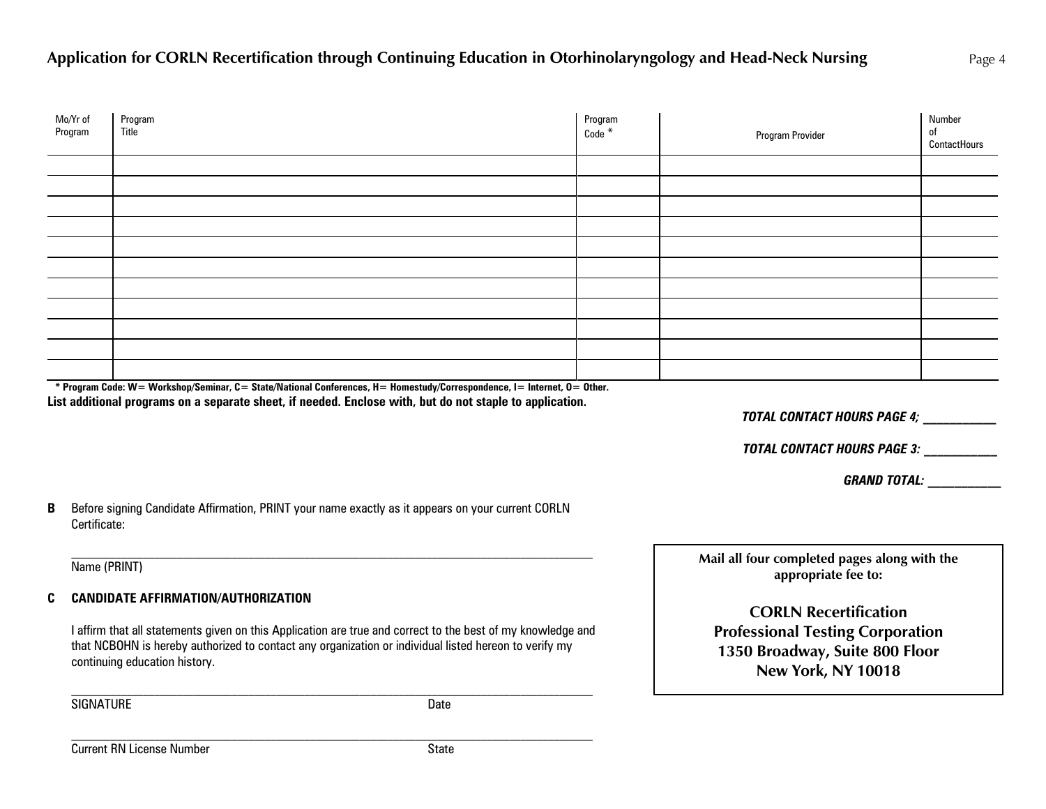## Application for CORLN Recertification through Continuing Education in Otorhinolaryngology and Head-Neck Nursing

| Mo/Yr of Program | Program Title | Program Code * | Program Provider | Number of ContactHours |
|---|---|---|---|---|
| | | | | |
| | | | | |
| | | | | |
| | | | | |
| | | | | |
| | | | | |
| | | | | |
| | | | | |
| | | | | |
| | | | | |
| | | | | |

**\* Program Code: W= Workshop/Seminar, C= State/National Conferences, H= Homestudy/Correspondence, I= Internet, O= Other.**

**List additional programs on a separate sheet, if needed. Enclose with, but do not staple to application.**

***TOTAL CONTACT HOURS PAGE 4; ___________***

***TOTAL CONTACT HOURS PAGE 3: ___________***

***GRAND TOTAL: ___________***

**B** Before signing Candidate Affirmation, PRINT your name exactly as it appears on your current CORLN Certificate:

_______________________________________________
Name (PRINT)

**C CANDIDATE AFFIRMATION/AUTHORIZATION**

I affirm that all statements given on this Application are true and correct to the best of my knowledge and that NCBOHN is hereby authorized to contact any organization or individual listed hereon to verify my continuing education history.

_______________________________________________
SIGNATURE Date

_______________________________________________
Current RN License Number State

**Mail all four completed pages along with the appropriate fee to:**

**CORLN Recertification**
**Professional Testing Corporation**
**1350 Broadway, Suite 800 Floor**
**New York, NY 10018**